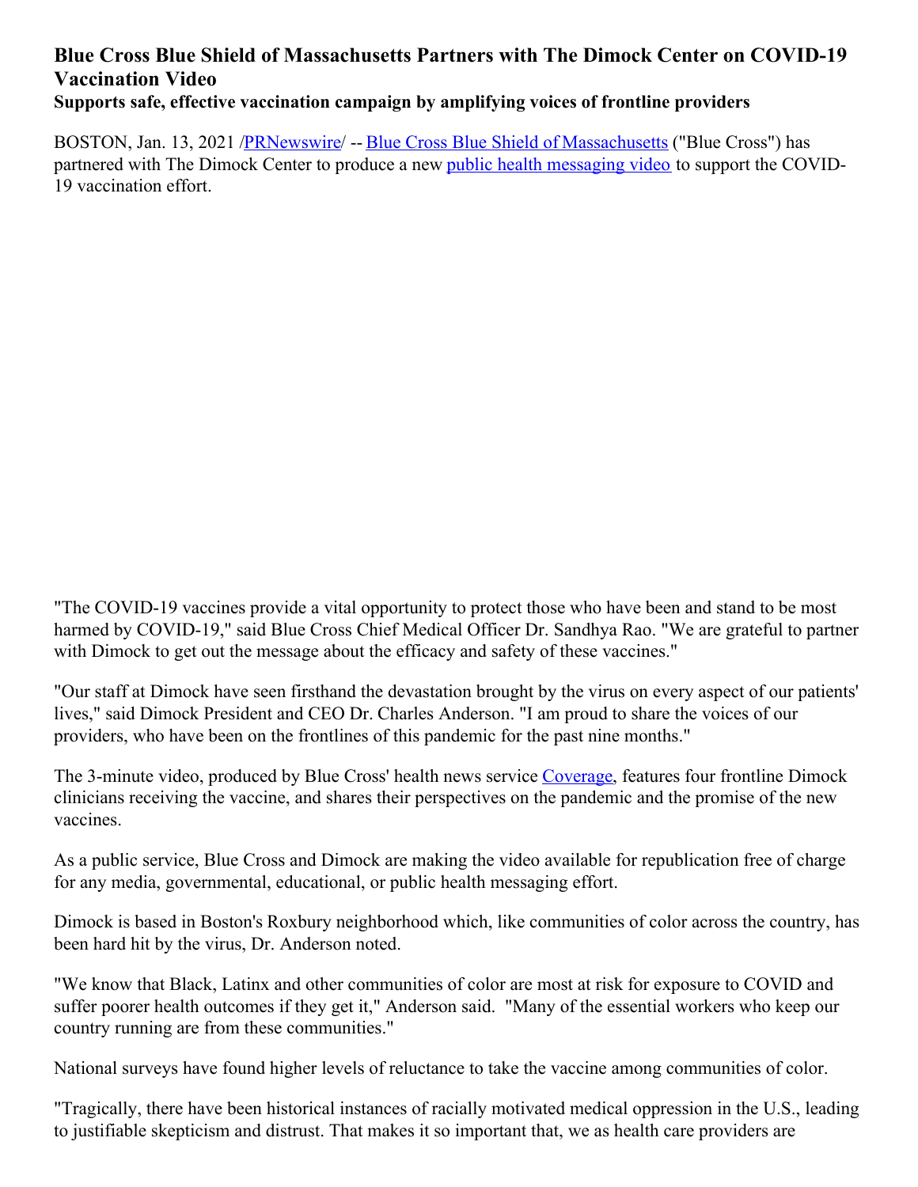# Blue Cross Blue Shield of Massachusetts Partners with The Dimock Center on COVID-19 Vaccination Video

**Supports safe, effective vaccination campaign by amplifying voices of frontline providers**

BOSTON, Jan. 13, 2021 /PRNewswire/ -- Blue Cross Blue Shield of Massachusetts ("Blue Cross") has partnered with The Dimock Center to produce a new public health messaging video to support the COVID-19 vaccination effort.

"The COVID-19 vaccines provide a vital opportunity to protect those who have been and stand to be most harmed by COVID-19," said Blue Cross Chief Medical Officer Dr. Sandhya Rao. "We are grateful to partner with Dimock to get out the message about the efficacy and safety of these vaccines."

"Our staff at Dimock have seen firsthand the devastation brought by the virus on every aspect of our patients' lives," said Dimock President and CEO Dr. Charles Anderson. "I am proud to share the voices of our providers, who have been on the frontlines of this pandemic for the past nine months."

The 3-minute video, produced by Blue Cross' health news service Coverage, features four frontline Dimock clinicians receiving the vaccine, and shares their perspectives on the pandemic and the promise of the new vaccines.

As a public service, Blue Cross and Dimock are making the video available for republication free of charge for any media, governmental, educational, or public health messaging effort.

Dimock is based in Boston's Roxbury neighborhood which, like communities of color across the country, has been hard hit by the virus, Dr. Anderson noted.

"We know that Black, Latinx and other communities of color are most at risk for exposure to COVID and suffer poorer health outcomes if they get it," Anderson said. "Many of the essential workers who keep our country running are from these communities."

National surveys have found higher levels of reluctance to take the vaccine among communities of color.

"Tragically, there have been historical instances of racially motivated medical oppression in the U.S., leading to justifiable skepticism and distrust. That makes it so important that, we as health care providers are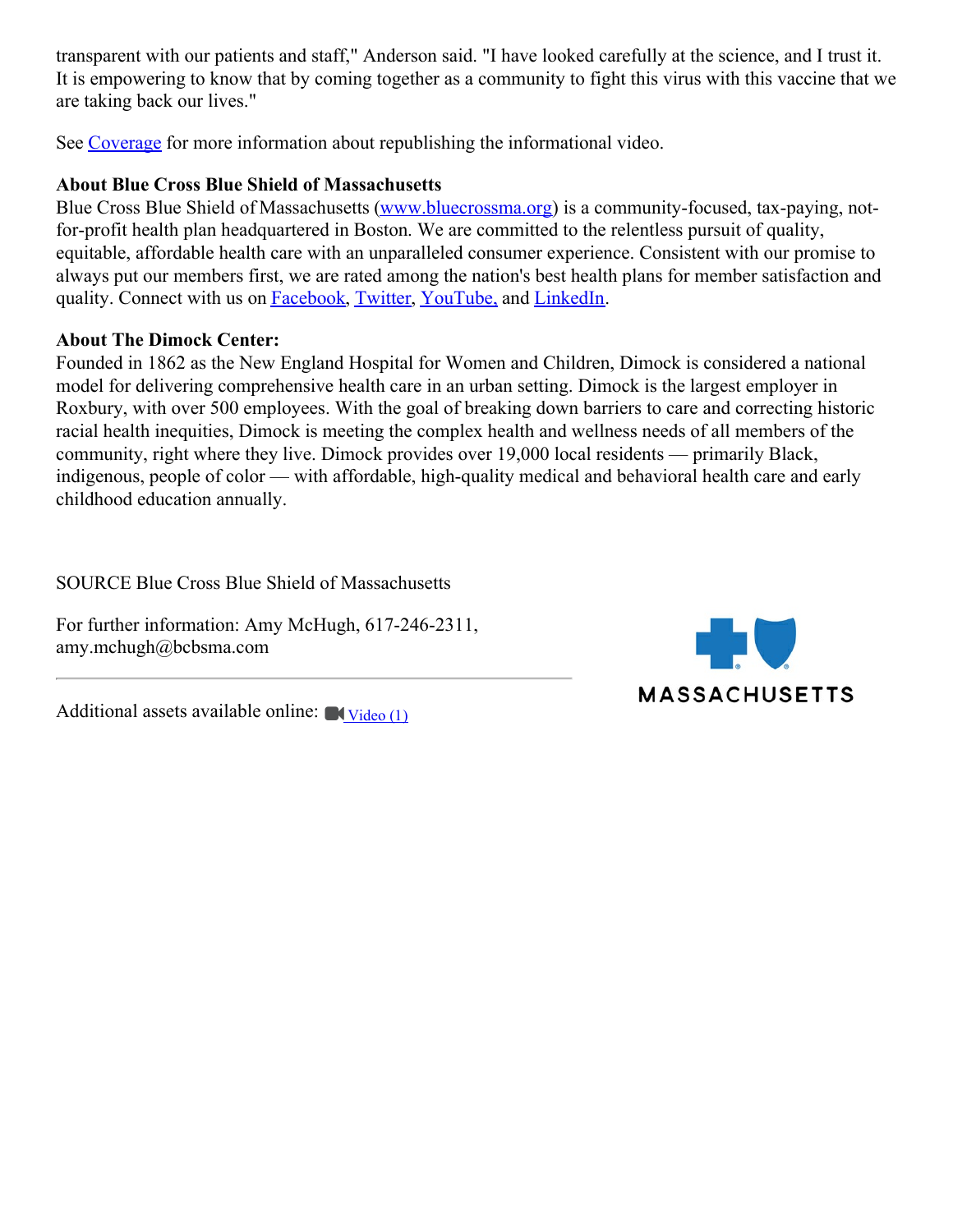transparent with our patients and staff," Anderson said. "I have looked carefully at the science, and I trust it. It is empowering to know that by coming together as a community to fight this virus with this vaccine that we are taking back our lives."

See Coverage for more information about republishing the informational video.

**About Blue Cross Blue Shield of Massachusetts**
Blue Cross Blue Shield of Massachusetts (www.bluecrossma.org) is a community-focused, tax-paying, not-for-profit health plan headquartered in Boston. We are committed to the relentless pursuit of quality, equitable, affordable health care with an unparalleled consumer experience. Consistent with our promise to always put our members first, we are rated among the nation's best health plans for member satisfaction and quality. Connect with us on Facebook, Twitter, YouTube, and LinkedIn.

**About The Dimock Center:**
Founded in 1862 as the New England Hospital for Women and Children, Dimock is considered a national model for delivering comprehensive health care in an urban setting. Dimock is the largest employer in Roxbury, with over 500 employees. With the goal of breaking down barriers to care and correcting historic racial health inequities, Dimock is meeting the complex health and wellness needs of all members of the community, right where they live. Dimock provides over 19,000 local residents — primarily Black, indigenous, people of color — with affordable, high-quality medical and behavioral health care and early childhood education annually.

SOURCE Blue Cross Blue Shield of Massachusetts

For further information: Amy McHugh, 617-246-2311, amy.mchugh@bcbsma.com

MASSACHUSETTS

---

Additional assets available online: Video (1)